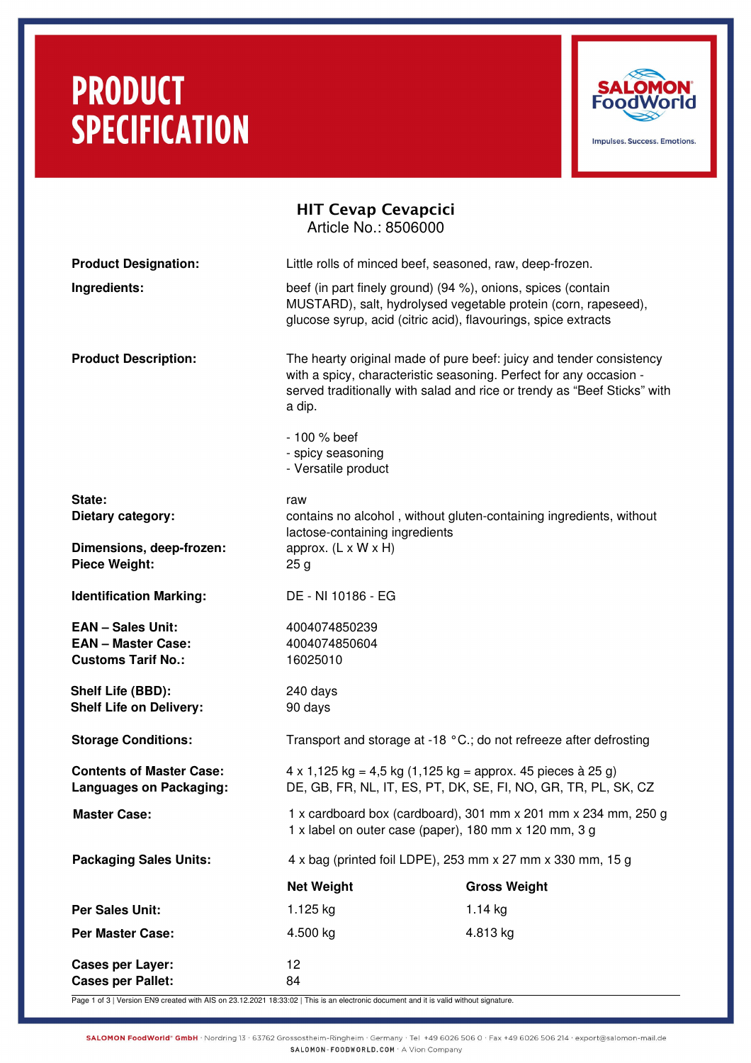# PRODUCT SPECIFICATION

SALOMON FoodWorld

Impulses. Success. Emotions.

## HIT Cevap Cevapcici

Article No.: 8506000

**Product Designation:** Little rolls of minced beef, seasoned, raw, deep-frozen.

**Ingredients:** beef (in part finely ground) (94 %), onions, spices (contain MUSTARD), salt, hydrolysed vegetable protein (corn, rapeseed), glucose syrup, acid (citric acid), flavourings, spice extracts

**Product Description:** The hearty original made of pure beef: juicy and tender consistency with a spicy, characteristic seasoning. Perfect for any occasion - served traditionally with salad and rice or trendy as "Beef Sticks" with a dip.

- 100 % beef
- spicy seasoning
- Versatile product

**State:** raw

**Dietary category:** contains no alcohol , without gluten-containing ingredients, without lactose-containing ingredients

**Dimensions, deep-frozen:** approx. (L x W x H)

**Piece Weight:** 25 g

**Identification Marking:** DE - NI 10186 - EG

**EAN – Sales Unit:** 4004074850239

**EAN – Master Case:** 4004074850604

**Customs Tarif No.:** 16025010

**Shelf Life (BBD):** 240 days

**Shelf Life on Delivery:** 90 days

**Storage Conditions:** Transport and storage at -18 °C.; do not refreeze after defrosting

**Contents of Master Case:** 4 x 1,125 kg = 4,5 kg (1,125 kg = approx. 45 pieces à 25 g)

**Languages on Packaging:** DE, GB, FR, NL, IT, ES, PT, DK, SE, FI, NO, GR, TR, PL, SK, CZ

**Master Case:** 1 x cardboard box (cardboard), 301 mm x 201 mm x 234 mm, 250 g
1 x label on outer case (paper), 180 mm x 120 mm, 3 g

**Packaging Sales Units:** 4 x bag (printed foil LDPE), 253 mm x 27 mm x 330 mm, 15 g

| | Net Weight | Gross Weight |
|---|---|---|
| **Per Sales Unit:** | 1.125 kg | 1.14 kg |
| **Per Master Case:** | 4.500 kg | 4.813 kg |

**Cases per Layer:** 12

**Cases per Pallet:** 84

Version EN9 created with AIS on 23.12.2021 18:33:02 | This is an electronic document and it is valid without signature.

SALOMON FoodWorld® GmbH · Nordring 13 · 63762 Grossostheim-Ringheim · Germany · Tel +49 6026 506 0 · Fax +49 6026 506 214 · export@salomon-mail.de
SALOMON-FOODWORLD.COM · A Vion Company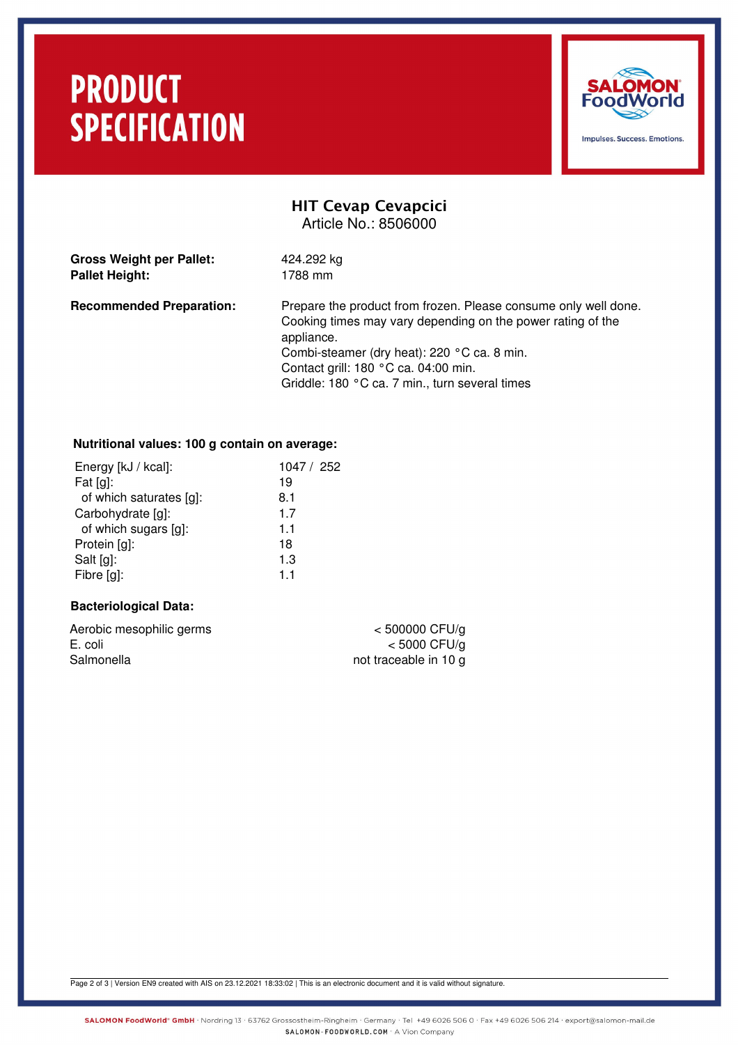# PRODUCT SPECIFICATION

SALOMON FoodWorld
Impulses. Success. Emotions.

## HIT Cevap Cevapcici

Article No.: 8506000

**Gross Weight per Pallet:** 424.292 kg
**Pallet Height:** 1788 mm

**Recommended Preparation:** Prepare the product from frozen. Please consume only well done. Cooking times may vary depending on the power rating of the appliance.
Combi-steamer (dry heat): 220 °C ca. 8 min.
Contact grill: 180 °C ca. 04:00 min.
Griddle: 180 °C ca. 7 min., turn several times

**Nutritional values: 100 g contain on average:**

| | |
|---|---|
| Energy [kJ / kcal]: | 1047 / 252 |
| Fat [g]: | 19 |
| of which saturates [g]: | 8.1 |
| Carbohydrate [g]: | 1.7 |
| of which sugars [g]: | 1.1 |
| Protein [g]: | 18 |
| Salt [g]: | 1.3 |
| Fibre [g]: | 1.1 |

**Bacteriological Data:**

| | |
|---|---|
| Aerobic mesophilic germs | < 500000 CFU/g |
| E. coli | < 5000 CFU/g |
| Salmonella | not traceable in 10 g |

Page 2 of 3 | Version EN9 created with AIS on 23.12.2021 18:33:02 | This is an electronic document and it is valid without signature.

SALOMON FoodWorld® GmbH · Nordring 13 · 63762 Grossostheim-Ringheim · Germany · Tel +49 6026 506 0 · Fax +49 6026 506 214 · export@salomon-mail.de
SALOMON-FOODWORLD.COM · A Vion Company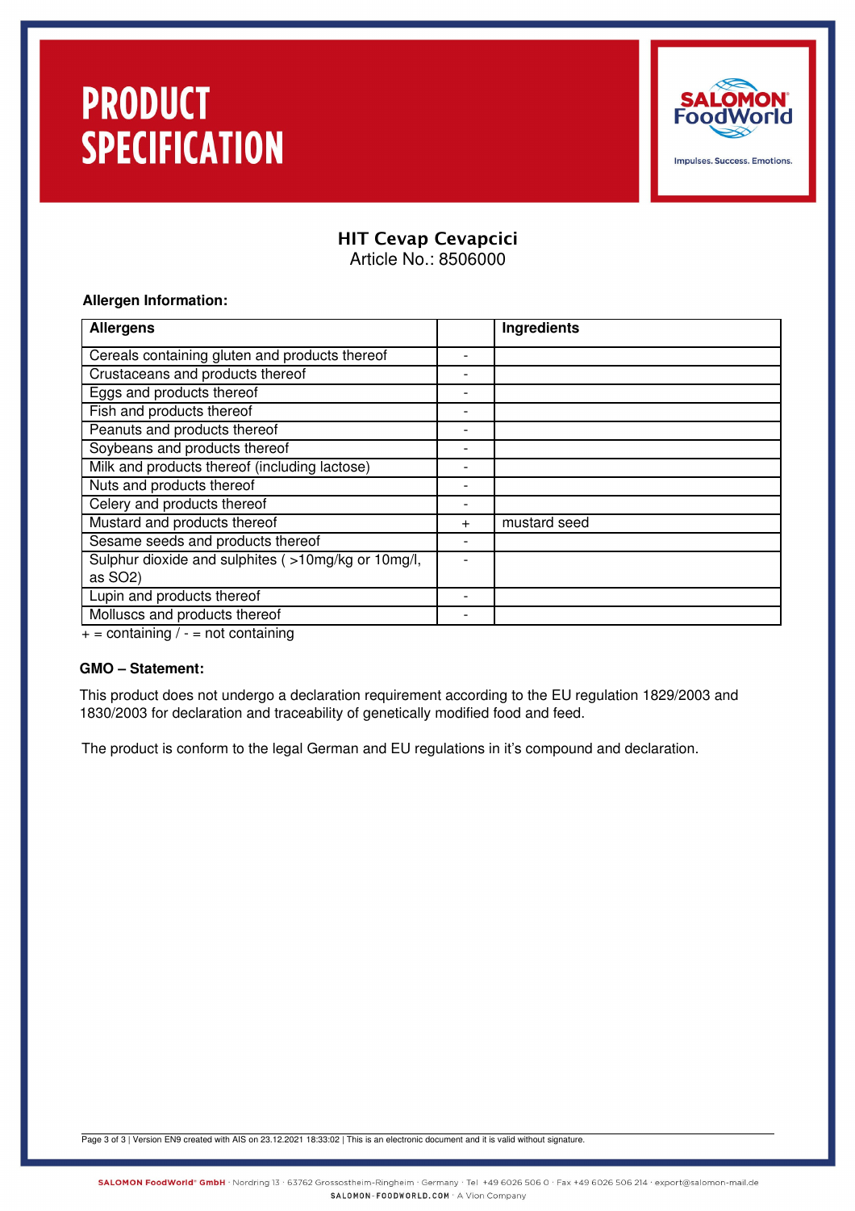# PRODUCT SPECIFICATION

SALOMON FoodWorld

Impulses. Success. Emotions.

## HIT Cevap Cevapcici

Article No.: 8506000

**Allergen Information:**

| Allergens | | Ingredients |
|---|---|---|
| Cereals containing gluten and products thereof | - | |
| Crustaceans and products thereof | - | |
| Eggs and products thereof | - | |
| Fish and products thereof | - | |
| Peanuts and products thereof | - | |
| Soybeans and products thereof | - | |
| Milk and products thereof (including lactose) | - | |
| Nuts and products thereof | - | |
| Celery and products thereof | - | |
| Mustard and products thereof | + | mustard seed |
| Sesame seeds and products thereof | - | |
| Sulphur dioxide and sulphites ( >10mg/kg or 10mg/l, as SO2) | - | |
| Lupin and products thereof | - | |
| Molluscs and products thereof | - | |

+ = containing / - = not containing

**GMO – Statement:**

This product does not undergo a declaration requirement according to the EU regulation 1829/2003 and 1830/2003 for declaration and traceability of genetically modified food and feed.

The product is conform to the legal German and EU regulations in it's compound and declaration.

Version EN9 created with AIS on 23.12.2021 18:33:02 | This is an electronic document and it is valid without signature.

SALOMON FoodWorld® GmbH · Nordring 13 · 63762 Grossostheim-Ringheim · Germany · Tel +49 6026 506 0 · Fax +49 6026 506 214 · export@salomon-mail.de
SALOMON-FOODWORLD.COM · A Vion Company